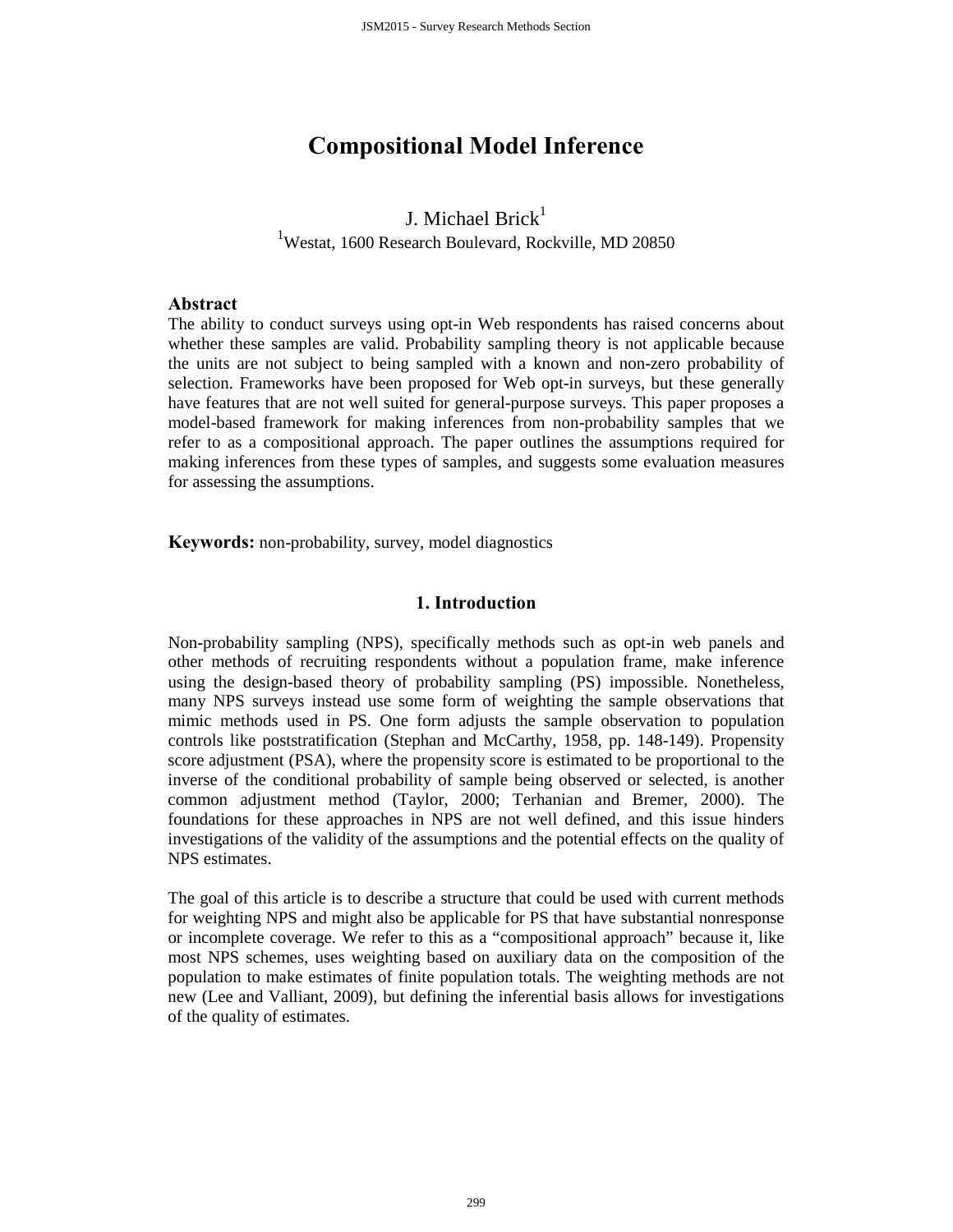# Compositional Model Inference

J. Michael Brick[1]

[1]Westat, 1600 Research Boulevard, Rockville, MD 20850

## Abstract

The ability to conduct surveys using opt-in Web respondents has raised concerns about whether these samples are valid. Probability sampling theory is not applicable because the units are not subject to being sampled with a known and non-zero probability of selection. Frameworks have been proposed for Web opt-in surveys, but these generally have features that are not well suited for general-purpose surveys. This paper proposes a model-based framework for making inferences from non-probability samples that we refer to as a compositional approach. The paper outlines the assumptions required for making inferences from these types of samples, and suggests some evaluation measures for assessing the assumptions.

**Keywords:** non-probability, survey, model diagnostics

## 1. Introduction

Non-probability sampling (NPS), specifically methods such as opt-in web panels and other methods of recruiting respondents without a population frame, make inference using the design-based theory of probability sampling (PS) impossible. Nonetheless, many NPS surveys instead use some form of weighting the sample observations that mimic methods used in PS. One form adjusts the sample observation to population controls like poststratification (Stephan and McCarthy, 1958, pp. 148-149). Propensity score adjustment (PSA), where the propensity score is estimated to be proportional to the inverse of the conditional probability of sample being observed or selected, is another common adjustment method (Taylor, 2000; Terhanian and Bremer, 2000). The foundations for these approaches in NPS are not well defined, and this issue hinders investigations of the validity of the assumptions and the potential effects on the quality of NPS estimates.

The goal of this article is to describe a structure that could be used with current methods for weighting NPS and might also be applicable for PS that have substantial nonresponse or incomplete coverage. We refer to this as a "compositional approach" because it, like most NPS schemes, uses weighting based on auxiliary data on the composition of the population to make estimates of finite population totals. The weighting methods are not new (Lee and Valliant, 2009), but defining the inferential basis allows for investigations of the quality of estimates.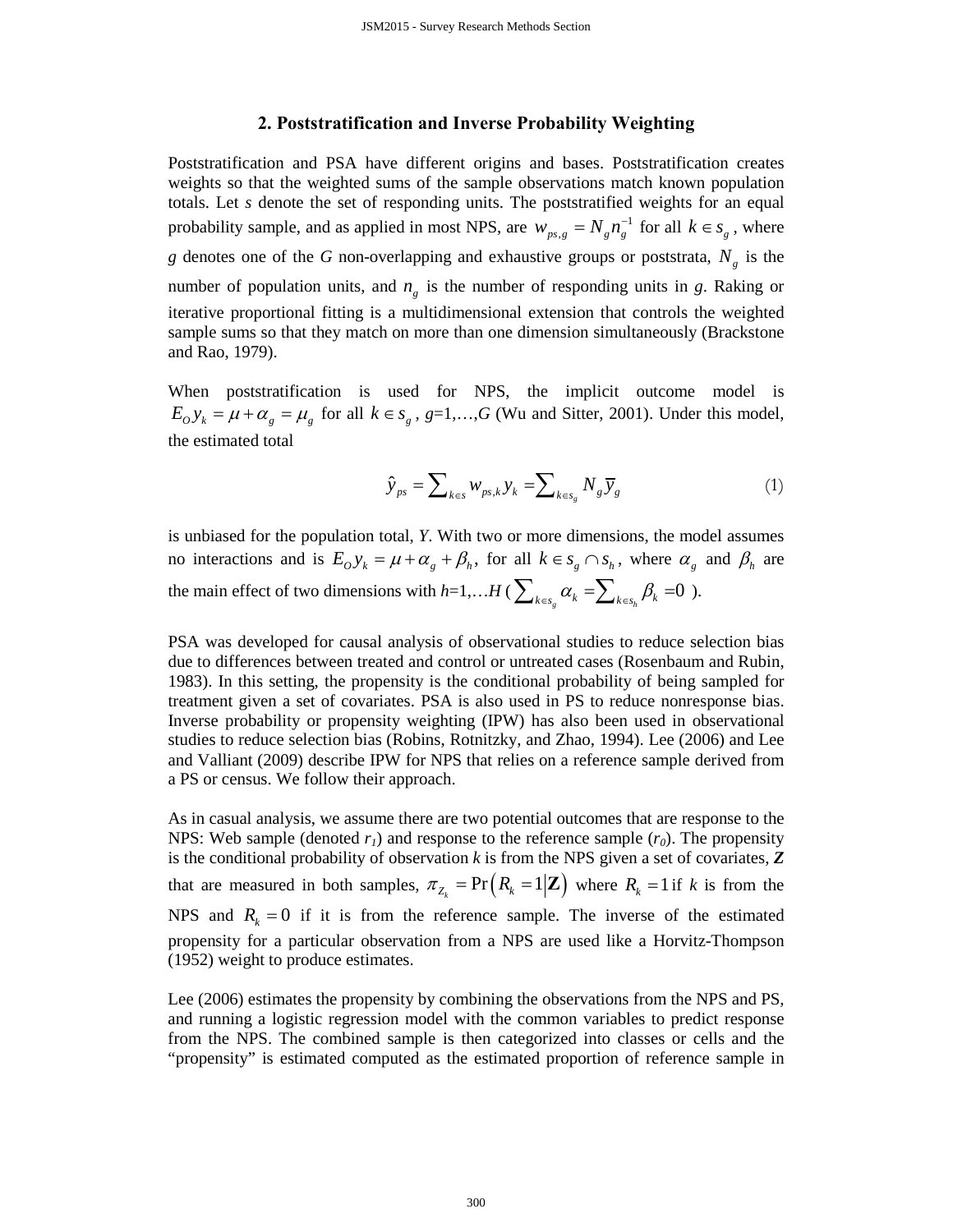## 2. Poststratification and Inverse Probability Weighting

Poststratification and PSA have different origins and bases. Poststratification creates weights so that the weighted sums of the sample observations match known population totals. Let *s* denote the set of responding units. The poststratified weights for an equal probability sample, and as applied in most NPS, are $w_{ps,g} = N_g n_g^{-1}$ for all $k \in s_g$, where *g* denotes one of the *G* non-overlapping and exhaustive groups or poststrata, $N_g$ is the number of population units, and $n_g$ is the number of responding units in *g*. Raking or iterative proportional fitting is a multidimensional extension that controls the weighted sample sums so that they match on more than one dimension simultaneously (Brackstone and Rao, 1979).

When poststratification is used for NPS, the implicit outcome model is $E_O y_k = \mu + \alpha_g = \mu_g$ for all $k \in s_g$, *g*=1,…,*G* (Wu and Sitter, 2001). Under this model, the estimated total

$$\hat{y}_{ps} = \sum_{k \in s} w_{ps,k} y_k = \sum_{k \in s_g} N_g \bar{y}_g \tag{1}$$

is unbiased for the population total, *Y*. With two or more dimensions, the model assumes no interactions and is $E_O y_k = \mu + \alpha_g + \beta_h$, for all $k \in s_g \cap s_h$, where $\alpha_g$ and $\beta_h$ are the main effect of two dimensions with *h*=1,…*H* ($\sum_{k \in s_g} \alpha_k = \sum_{k \in s_h} \beta_k = 0$ ).

PSA was developed for causal analysis of observational studies to reduce selection bias due to differences between treated and control or untreated cases (Rosenbaum and Rubin, 1983). In this setting, the propensity is the conditional probability of being sampled for treatment given a set of covariates. PSA is also used in PS to reduce nonresponse bias. Inverse probability or propensity weighting (IPW) has also been used in observational studies to reduce selection bias (Robins, Rotnitzky, and Zhao, 1994). Lee (2006) and Lee and Valliant (2009) describe IPW for NPS that relies on a reference sample derived from a PS or census. We follow their approach.

As in casual analysis, we assume there are two potential outcomes that are response to the NPS: Web sample (denoted $r_1$) and response to the reference sample ($r_0$). The propensity is the conditional probability of observation *k* is from the NPS given a set of covariates, **Z** that are measured in both samples, $\pi_{Z_k} = \Pr\left(R_k = 1 \middle| \mathbf{Z}\right)$ where $R_k = 1$ if *k* is from the NPS and $R_k = 0$ if it is from the reference sample. The inverse of the estimated propensity for a particular observation from a NPS are used like a Horvitz-Thompson (1952) weight to produce estimates.

Lee (2006) estimates the propensity by combining the observations from the NPS and PS, and running a logistic regression model with the common variables to predict response from the NPS. The combined sample is then categorized into classes or cells and the "propensity" is estimated computed as the estimated proportion of reference sample in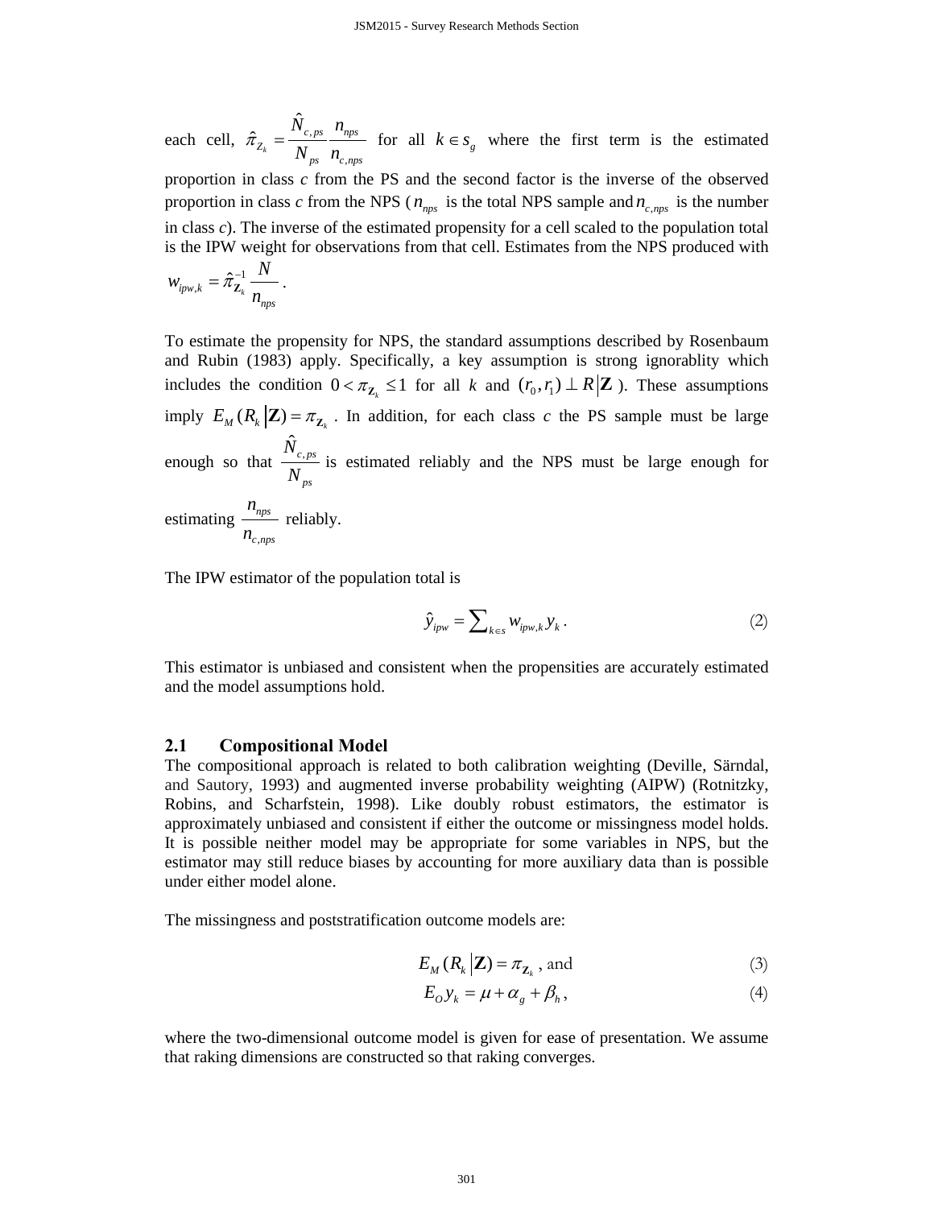each cell, $\hat{\pi}_{Z_k} = \frac{\hat{N}_{c,ps}}{N_{ps}} \frac{n_{nps}}{n_{c,nps}}$ for all $k \in s_g$ where the first term is the estimated proportion in class *c* from the PS and the second factor is the inverse of the observed proportion in class *c* from the NPS ($n_{nps}$ is the total NPS sample and $n_{c,nps}$ is the number in class *c*). The inverse of the estimated propensity for a cell scaled to the population total is the IPW weight for observations from that cell. Estimates from the NPS produced with $w_{ipw,k} = \hat{\pi}_{\mathbf{Z}_k}^{-1} \frac{N}{n_{nps}}$.

To estimate the propensity for NPS, the standard assumptions described by Rosenbaum and Rubin (1983) apply. Specifically, a key assumption is strong ignorablity which includes the condition $0 < \pi_{\mathbf{Z}_k} \leq 1$ for all *k* and $(r_0, r_1) \perp R \mid \mathbf{Z}$ ). These assumptions imply $E_M(R_k \mid \mathbf{Z}) = \pi_{\mathbf{Z}_k}$ . In addition, for each class *c* the PS sample must be large enough so that $\frac{\hat{N}_{c,ps}}{N_{ps}}$ is estimated reliably and the NPS must be large enough for estimating $\frac{n_{nps}}{n_{c,nps}}$ reliably.

The IPW estimator of the population total is

$$\hat{y}_{ipw} = \sum\nolimits_{k \in s} w_{ipw,k} y_k \,. \tag{2}$$

This estimator is unbiased and consistent when the propensities are accurately estimated and the model assumptions hold.

## 2.1 Compositional Model

The compositional approach is related to both calibration weighting (Deville, Särndal, and Sautory, 1993) and augmented inverse probability weighting (AIPW) (Rotnitzky, Robins, and Scharfstein, 1998). Like doubly robust estimators, the estimator is approximately unbiased and consistent if either the outcome or missingness model holds. It is possible neither model may be appropriate for some variables in NPS, but the estimator may still reduce biases by accounting for more auxiliary data than is possible under either model alone.

The missingness and poststratification outcome models are:

$$E_M(R_k \mid \mathbf{Z}) = \pi_{\mathbf{Z}_k} \text{, and} \tag{3}$$

$$E_O y_k = \mu + \alpha_g + \beta_h \,, \tag{4}$$

where the two-dimensional outcome model is given for ease of presentation. We assume that raking dimensions are constructed so that raking converges.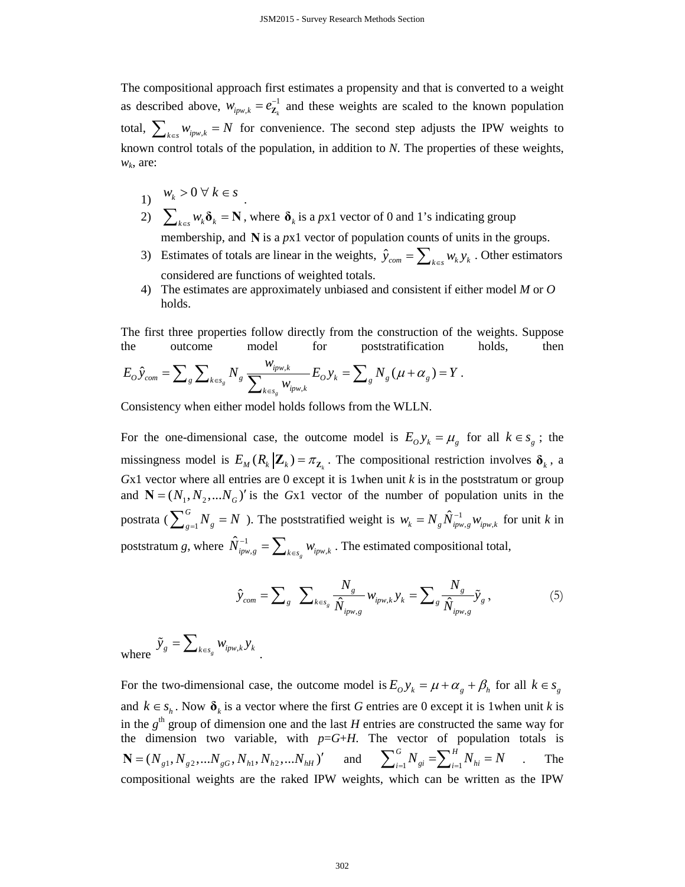The compositional approach first estimates a propensity and that is converted to a weight as described above, $w_{ipw,k} = e^{-1}_{\mathbf{Z}_k}$ and these weights are scaled to the known population total, $\sum_{k \in s} w_{ipw,k} = N$ for convenience. The second step adjusts the IPW weights to known control totals of the population, in addition to *N*. The properties of these weights, $w_k$, are:

1) $w_k > 0 \; \forall \; k \in s$ .
2) $\sum_{k \in s} w_k \boldsymbol{\delta}_k = \mathbf{N}$ , where $\boldsymbol{\delta}_k$ is a *p*x1 vector of 0 and 1's indicating group membership, and $\mathbf{N}$ is a *p*x1 vector of population counts of units in the groups.
3) Estimates of totals are linear in the weights, $\hat{y}_{com} = \sum_{k \in s} w_k y_k$ . Other estimators considered are functions of weighted totals.
4) The estimates are approximately unbiased and consistent if either model *M* or *O* holds.

The first three properties follow directly from the construction of the weights. Suppose the outcome model for poststratification holds, then $E_O \hat{y}_{com} = \sum_g \sum_{k \in s_g} N_g \frac{w_{ipw,k}}{\sum_{k \in s_g} w_{ipw,k}} E_O y_k = \sum_g N_g (\mu + \alpha_g) = Y$ .

Consistency when either model holds follows from the WLLN.

For the one-dimensional case, the outcome model is $E_O y_k = \mu_g$ for all $k \in s_g$ ; the missingness model is $E_M (R_k | \mathbf{Z}_k) = \pi_{\mathbf{Z}_k}$ . The compositional restriction involves $\boldsymbol{\delta}_k$ , a *G*x1 vector where all entries are 0 except it is 1when unit *k* is in the poststratum or group and $\mathbf{N} = (N_1, N_2, ...N_G)'$ is the *G*x1 vector of the number of population units in the postrata ( $\sum_{g=1}^{G} N_g = N$ ). The poststratified weight is $w_k = N_g \hat{N}^{-1}_{ipw,g} w_{ipw,k}$ for unit *k* in poststratum *g*, where $\hat{N}^{-1}_{ipw,g} = \sum_{k \in s_g} w_{ipw,k}$ . The estimated compositional total,

$$\hat{y}_{com} = \sum_g \sum_{k \in s_g} \frac{N_g}{\hat{N}_{ipw,g}} w_{ipw,k} y_k = \sum_g \frac{N_g}{\hat{N}_{ipw,g}} \tilde{y}_g , \tag{5}$$

where $\tilde{y}_g = \sum_{k \in s_g} w_{ipw,k} y_k$ .

For the two-dimensional case, the outcome model is $E_O y_k = \mu + \alpha_g + \beta_h$ for all $k \in s_g$ and $k \in s_h$ . Now $\boldsymbol{\delta}_k$ is a vector where the first *G* entries are 0 except it is 1when unit *k* is in the $g^{\text{th}}$ group of dimension one and the last *H* entries are constructed the same way for the dimension two variable, with *p*=*G*+*H*. The vector of population totals is $\mathbf{N} = (N_{g1}, N_{g2}, ...N_{gG}, N_{h1}, N_{h2}, ...N_{hH})'$ and $\sum_{i=1}^{G} N_{gi} = \sum_{i=1}^{H} N_{hi} = N$ . The compositional weights are the raked IPW weights, which can be written as the IPW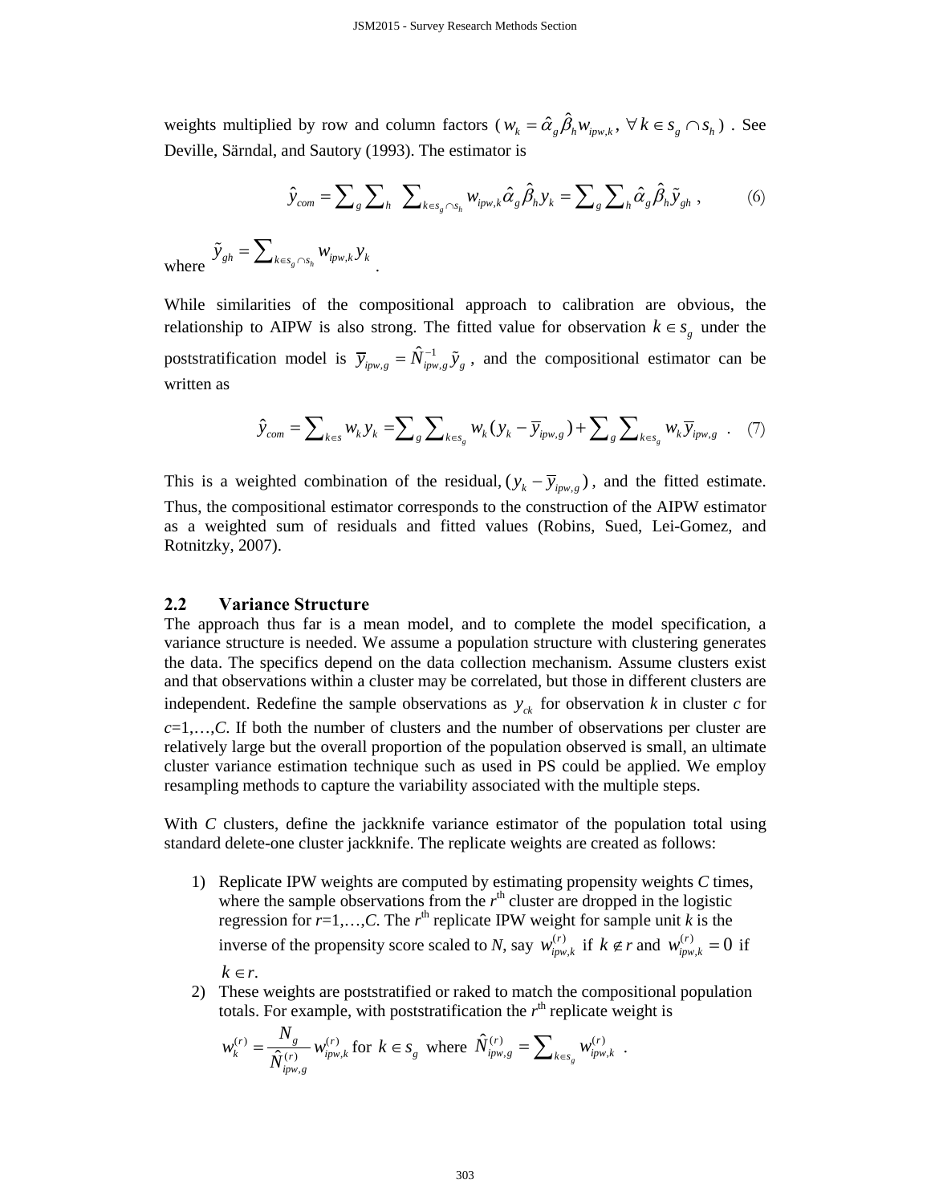weights multiplied by row and column factors ($w_k = \hat{\alpha}_g \hat{\beta}_h w_{ipw,k}, \; \forall\, k \in s_g \cap s_h$) . See Deville, Särndal, and Sautory (1993). The estimator is

$$\hat{y}_{com} = \sum_g \sum_h \sum_{k \in s_g \cap s_h} w_{ipw,k} \hat{\alpha}_g \hat{\beta}_h y_k = \sum_g \sum_h \hat{\alpha}_g \hat{\beta}_h \tilde{y}_{gh} \,, \qquad (6)$$

where $\tilde{y}_{gh} = \sum_{k \in s_g \cap s_h} w_{ipw,k} y_k$ .

While similarities of the compositional approach to calibration are obvious, the relationship to AIPW is also strong. The fitted value for observation $k \in s_g$ under the poststratification model is $\overline{y}_{ipw,g} = \hat{N}_{ipw,g}^{-1} \tilde{y}_g$ , and the compositional estimator can be written as

$$\hat{y}_{com} = \sum_{k \in s} w_k y_k = \sum_g \sum_{k \in s_g} w_k (y_k - \overline{y}_{ipw,g}) + \sum_g \sum_{k \in s_g} w_k \overline{y}_{ipw,g} \;. \quad (7)$$

This is a weighted combination of the residual, $(y_k - \overline{y}_{ipw,g})$ , and the fitted estimate. Thus, the compositional estimator corresponds to the construction of the AIPW estimator as a weighted sum of residuals and fitted values (Robins, Sued, Lei-Gomez, and Rotnitzky, 2007).

## 2.2 Variance Structure

The approach thus far is a mean model, and to complete the model specification, a variance structure is needed. We assume a population structure with clustering generates the data. The specifics depend on the data collection mechanism. Assume clusters exist and that observations within a cluster may be correlated, but those in different clusters are independent. Redefine the sample observations as $y_{ck}$ for observation *k* in cluster *c* for *c*=1,…,*C*. If both the number of clusters and the number of observations per cluster are relatively large but the overall proportion of the population observed is small, an ultimate cluster variance estimation technique such as used in PS could be applied. We employ resampling methods to capture the variability associated with the multiple steps.

With *C* clusters, define the jackknife variance estimator of the population total using standard delete-one cluster jackknife. The replicate weights are created as follows:

1) Replicate IPW weights are computed by estimating propensity weights *C* times, where the sample observations from the $r^{th}$ cluster are dropped in the logistic regression for *r*=1,…,*C*. The $r^{th}$ replicate IPW weight for sample unit *k* is the inverse of the propensity score scaled to *N*, say $w_{ipw,k}^{(r)}$ if $k \notin r$ and $w_{ipw,k}^{(r)} = 0$ if $k \in r$.
2) These weights are poststratified or raked to match the compositional population totals. For example, with poststratification the $r^{th}$ replicate weight is

   $w_k^{(r)} = \dfrac{N_g}{\hat{N}_{ipw,g}^{(r)}} w_{ipw,k}^{(r)}$ for $k \in s_g$ where $\hat{N}_{ipw,g}^{(r)} = \sum_{k \in s_g} w_{ipw,k}^{(r)}$ .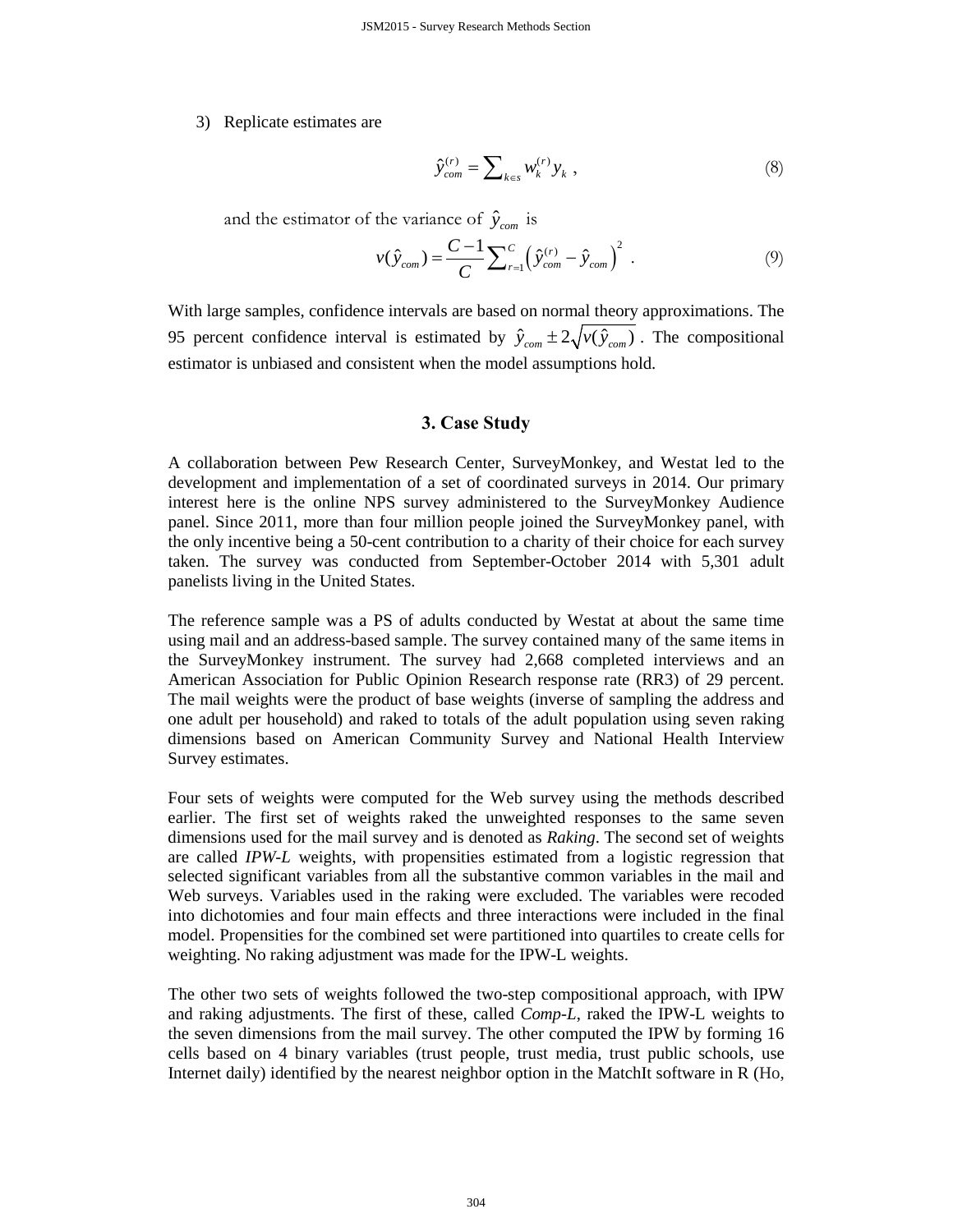3) Replicate estimates are

$$\hat{y}_{com}^{(r)} = \sum\nolimits_{k \in s} w_k^{(r)} y_k \ , \tag{8}$$

and the estimator of the variance of $\hat{y}_{com}$ is

$$v(\hat{y}_{com}) = \frac{C-1}{C} \sum\nolimits_{r=1}^{C} \left( \hat{y}_{com}^{(r)} - \hat{y}_{com} \right)^2 \ . \tag{9}$$

With large samples, confidence intervals are based on normal theory approximations. The 95 percent confidence interval is estimated by $\hat{y}_{com} \pm 2\sqrt{v(\hat{y}_{com})}$ . The compositional estimator is unbiased and consistent when the model assumptions hold.

## 3. Case Study

A collaboration between Pew Research Center, SurveyMonkey, and Westat led to the development and implementation of a set of coordinated surveys in 2014. Our primary interest here is the online NPS survey administered to the SurveyMonkey Audience panel. Since 2011, more than four million people joined the SurveyMonkey panel, with the only incentive being a 50-cent contribution to a charity of their choice for each survey taken. The survey was conducted from September-October 2014 with 5,301 adult panelists living in the United States.

The reference sample was a PS of adults conducted by Westat at about the same time using mail and an address-based sample. The survey contained many of the same items in the SurveyMonkey instrument. The survey had 2,668 completed interviews and an American Association for Public Opinion Research response rate (RR3) of 29 percent. The mail weights were the product of base weights (inverse of sampling the address and one adult per household) and raked to totals of the adult population using seven raking dimensions based on American Community Survey and National Health Interview Survey estimates.

Four sets of weights were computed for the Web survey using the methods described earlier. The first set of weights raked the unweighted responses to the same seven dimensions used for the mail survey and is denoted as *Raking*. The second set of weights are called *IPW-L* weights, with propensities estimated from a logistic regression that selected significant variables from all the substantive common variables in the mail and Web surveys. Variables used in the raking were excluded. The variables were recoded into dichotomies and four main effects and three interactions were included in the final model. Propensities for the combined set were partitioned into quartiles to create cells for weighting. No raking adjustment was made for the IPW-L weights.

The other two sets of weights followed the two-step compositional approach, with IPW and raking adjustments. The first of these, called *Comp-L*, raked the IPW-L weights to the seven dimensions from the mail survey. The other computed the IPW by forming 16 cells based on 4 binary variables (trust people, trust media, trust public schools, use Internet daily) identified by the nearest neighbor option in the MatchIt software in R (Ho,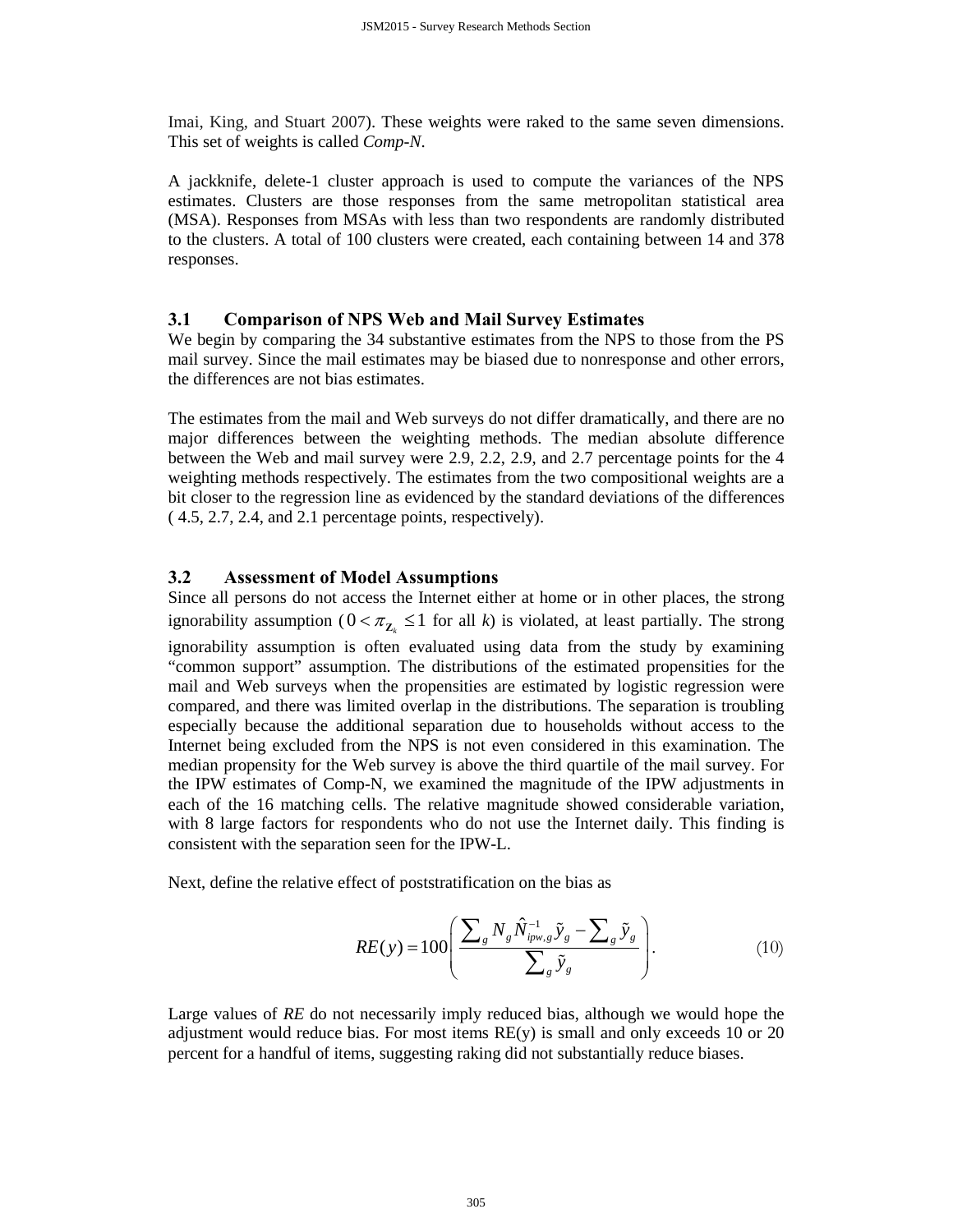Imai, King, and Stuart 2007). These weights were raked to the same seven dimensions. This set of weights is called *Comp-N*.

A jackknife, delete-1 cluster approach is used to compute the variances of the NPS estimates. Clusters are those responses from the same metropolitan statistical area (MSA). Responses from MSAs with less than two respondents are randomly distributed to the clusters. A total of 100 clusters were created, each containing between 14 and 378 responses.

### 3.1 Comparison of NPS Web and Mail Survey Estimates

We begin by comparing the 34 substantive estimates from the NPS to those from the PS mail survey. Since the mail estimates may be biased due to nonresponse and other errors, the differences are not bias estimates.

The estimates from the mail and Web surveys do not differ dramatically, and there are no major differences between the weighting methods. The median absolute difference between the Web and mail survey were 2.9, 2.2, 2.9, and 2.7 percentage points for the 4 weighting methods respectively. The estimates from the two compositional weights are a bit closer to the regression line as evidenced by the standard deviations of the differences ( 4.5, 2.7, 2.4, and 2.1 percentage points, respectively).

### 3.2 Assessment of Model Assumptions

Since all persons do not access the Internet either at home or in other places, the strong ignorability assumption ($0 < \pi_{\mathbf{Z}_k} \leq 1$ for all $k$) is violated, at least partially. The strong ignorability assumption is often evaluated using data from the study by examining "common support" assumption. The distributions of the estimated propensities for the mail and Web surveys when the propensities are estimated by logistic regression were compared, and there was limited overlap in the distributions. The separation is troubling especially because the additional separation due to households without access to the Internet being excluded from the NPS is not even considered in this examination. The median propensity for the Web survey is above the third quartile of the mail survey. For the IPW estimates of Comp-N, we examined the magnitude of the IPW adjustments in each of the 16 matching cells. The relative magnitude showed considerable variation, with 8 large factors for respondents who do not use the Internet daily. This finding is consistent with the separation seen for the IPW-L.

Next, define the relative effect of poststratification on the bias as

$$RE(y) = 100\left( \frac{\sum_g N_g \hat{N}_{ipw,g}^{-1} \tilde{y}_g - \sum_g \tilde{y}_g}{\sum_g \tilde{y}_g} \right). \tag{10}$$

Large values of *RE* do not necessarily imply reduced bias, although we would hope the adjustment would reduce bias. For most items RE(y) is small and only exceeds 10 or 20 percent for a handful of items, suggesting raking did not substantially reduce biases.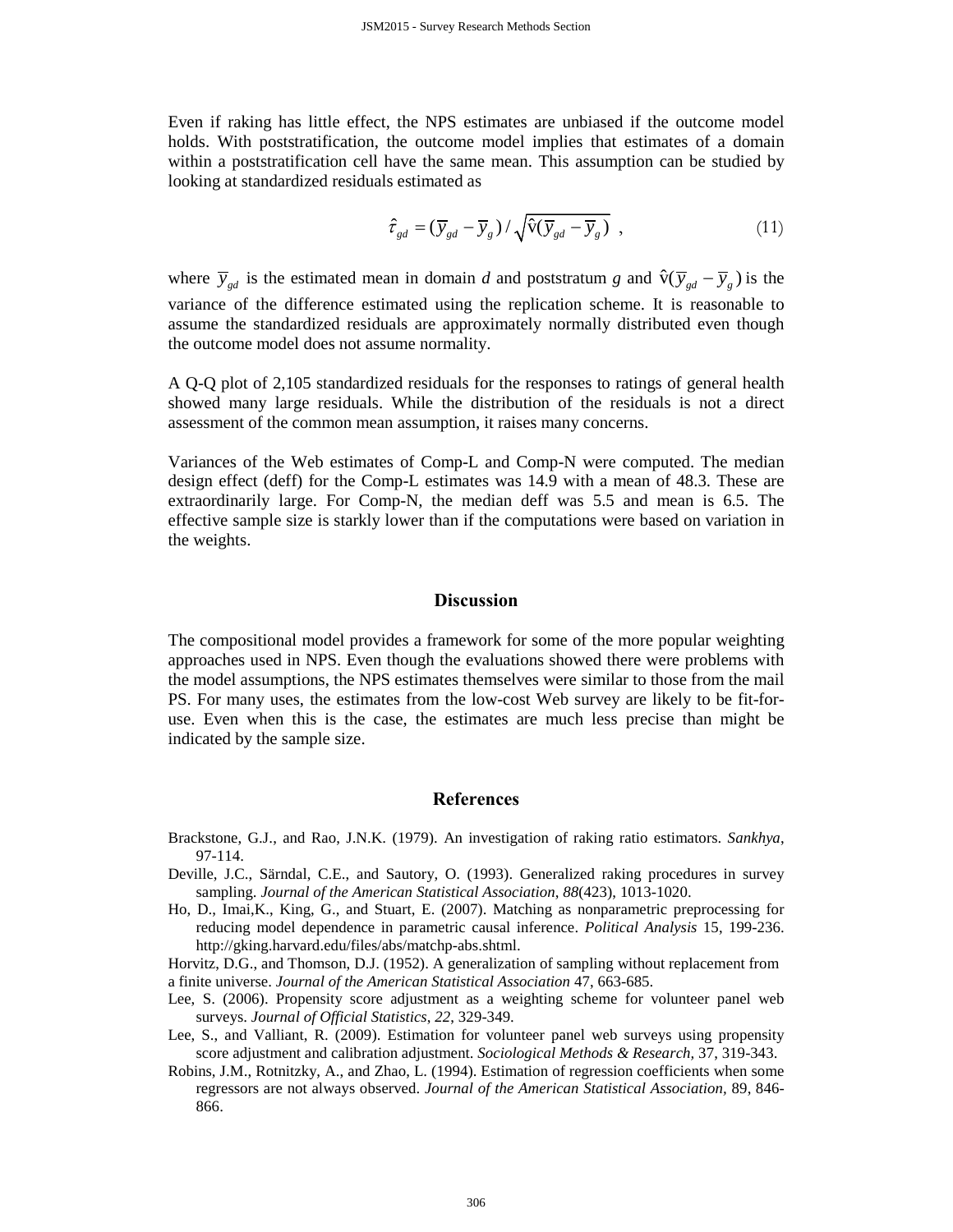Even if raking has little effect, the NPS estimates are unbiased if the outcome model holds. With poststratification, the outcome model implies that estimates of a domain within a poststratification cell have the same mean. This assumption can be studied by looking at standardized residuals estimated as

$$\hat{\tau}_{gd} = (\overline{y}_{gd} - \overline{y}_g) / \sqrt{\hat{\mathrm{v}}(\overline{y}_{gd} - \overline{y}_g)} \ , \tag{11}$$

where $\overline{y}_{gd}$ is the estimated mean in domain *d* and poststratum *g* and $\hat{\mathrm{v}}(\overline{y}_{gd} - \overline{y}_g)$ is the variance of the difference estimated using the replication scheme. It is reasonable to assume the standardized residuals are approximately normally distributed even though the outcome model does not assume normality.

A Q-Q plot of 2,105 standardized residuals for the responses to ratings of general health showed many large residuals. While the distribution of the residuals is not a direct assessment of the common mean assumption, it raises many concerns.

Variances of the Web estimates of Comp-L and Comp-N were computed. The median design effect (deff) for the Comp-L estimates was 14.9 with a mean of 48.3. These are extraordinarily large. For Comp-N, the median deff was 5.5 and mean is 6.5. The effective sample size is starkly lower than if the computations were based on variation in the weights.

## Discussion

The compositional model provides a framework for some of the more popular weighting approaches used in NPS. Even though the evaluations showed there were problems with the model assumptions, the NPS estimates themselves were similar to those from the mail PS. For many uses, the estimates from the low-cost Web survey are likely to be fit-for-use. Even when this is the case, the estimates are much less precise than might be indicated by the sample size.

## References

Brackstone, G.J., and Rao, J.N.K. (1979). An investigation of raking ratio estimators. *Sankhya*, 97-114.

Deville, J.C., Särndal, C.E., and Sautory, O. (1993). Generalized raking procedures in survey sampling. *Journal of the American Statistical Association*, *88*(423), 1013-1020.

Ho, D., Imai,K., King, G., and Stuart, E. (2007). Matching as nonparametric preprocessing for reducing model dependence in parametric causal inference. *Political Analysis* 15, 199-236. http://gking.harvard.edu/files/abs/matchp-abs.shtml.

Horvitz, D.G., and Thomson, D.J. (1952). A generalization of sampling without replacement from a finite universe. *Journal of the American Statistical Association* 47, 663-685.

Lee, S. (2006). Propensity score adjustment as a weighting scheme for volunteer panel web surveys. *Journal of Official Statistics*, *22*, 329-349.

Lee, S., and Valliant, R. (2009). Estimation for volunteer panel web surveys using propensity score adjustment and calibration adjustment. *Sociological Methods & Research*, 37, 319-343.

Robins, J.M., Rotnitzky, A., and Zhao, L. (1994). Estimation of regression coefficients when some regressors are not always observed. *Journal of the American Statistical Association,* 89, 846-866.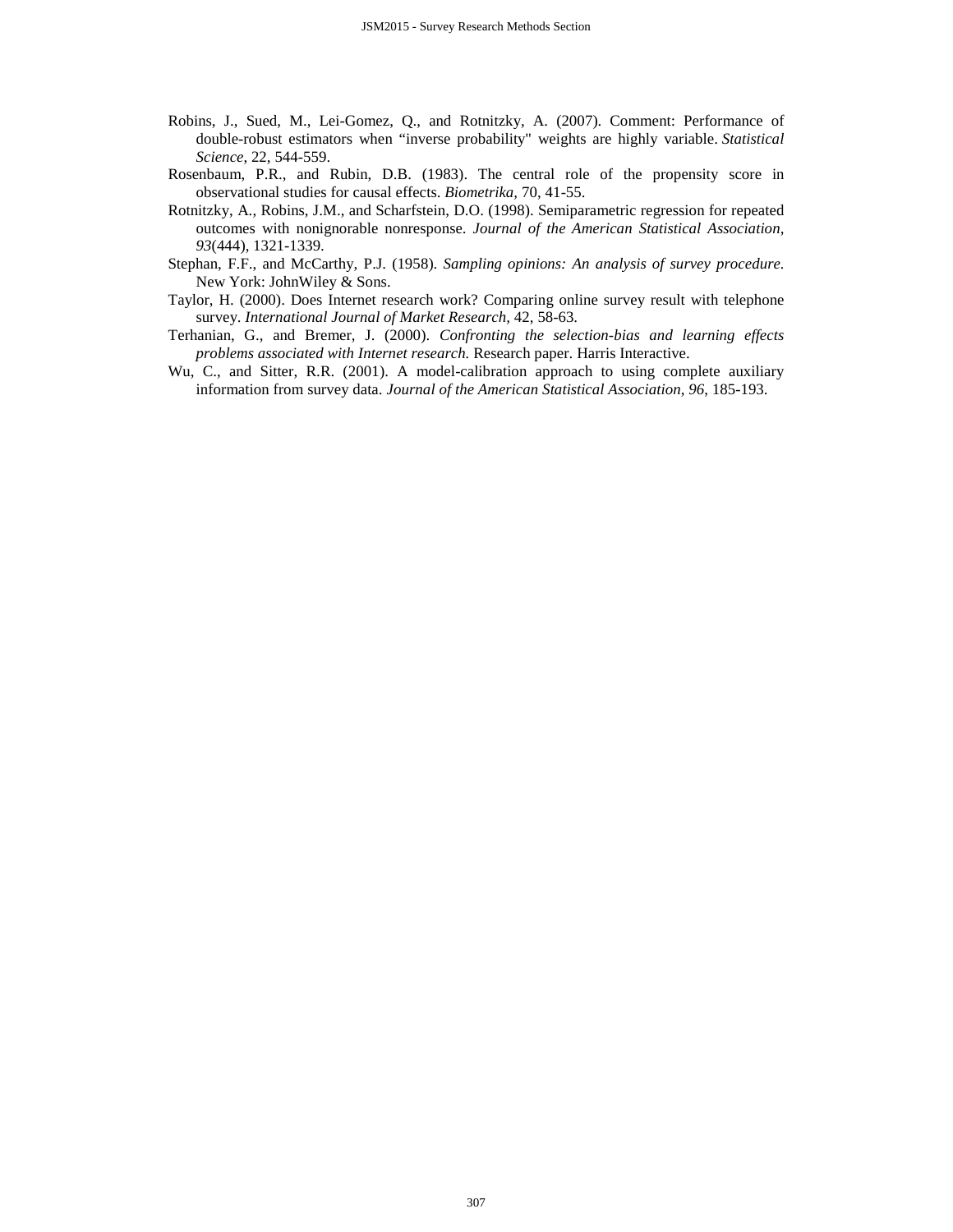Robins, J., Sued, M., Lei-Gomez, Q., and Rotnitzky, A. (2007). Comment: Performance of double-robust estimators when "inverse probability" weights are highly variable. *Statistical Science*, 22, 544-559.

Rosenbaum, P.R., and Rubin, D.B. (1983). The central role of the propensity score in observational studies for causal effects. *Biometrika,* 70, 41-55.

Rotnitzky, A., Robins, J.M., and Scharfstein, D.O. (1998). Semiparametric regression for repeated outcomes with nonignorable nonresponse. *Journal of the American Statistical Association*, *93*(444), 1321-1339.

Stephan, F.F., and McCarthy, P.J. (1958). *Sampling opinions: An analysis of survey procedure.* New York: JohnWiley & Sons.

Taylor, H. (2000). Does Internet research work? Comparing online survey result with telephone survey. *International Journal of Market Research*, 42, 58-63.

Terhanian, G., and Bremer, J. (2000). *Confronting the selection-bias and learning effects problems associated with Internet research.* Research paper. Harris Interactive.

Wu, C., and Sitter, R.R. (2001). A model-calibration approach to using complete auxiliary information from survey data. *Journal of the American Statistical Association*, *96*, 185-193.